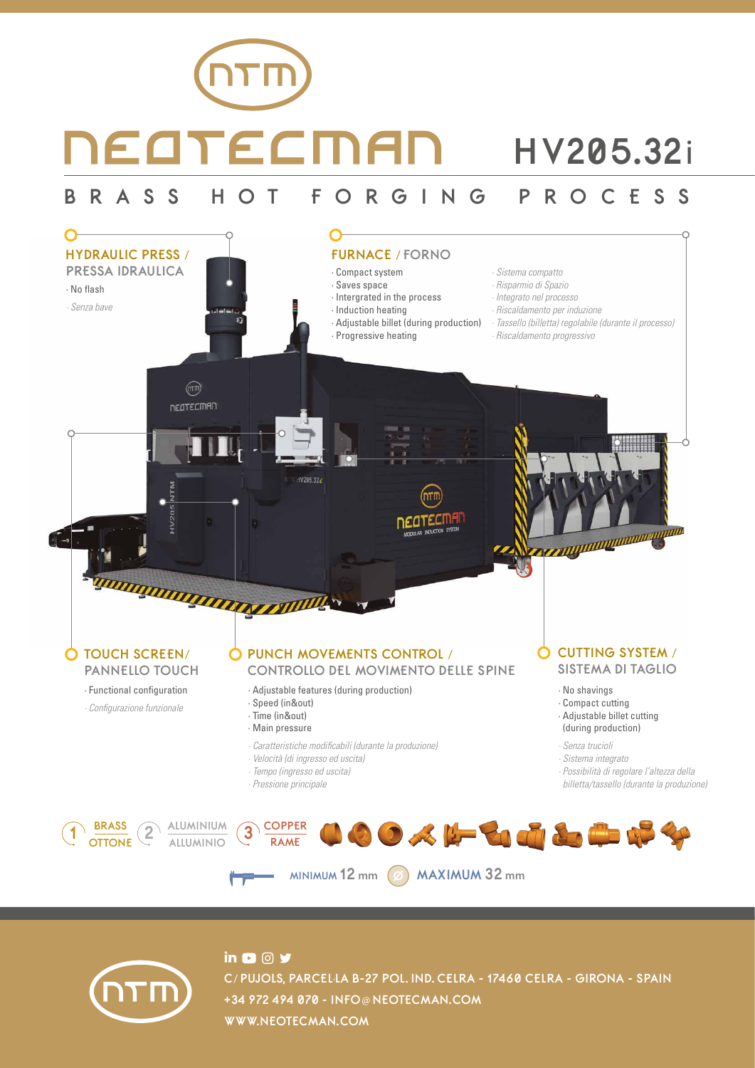# NEOTECMAN HV205.32i

## BRASS HOT FORGING PROCESS

### HYDRAULIC PRESS / PRESSA IDRAULICA

· No flash

*· Senza bave*

### FURNACE / FORNO

· Compact system
· Saves space
· Intergrated in the process
· Induction heating
· Adjustable billet (during production)
· Progressive heating

*· Sistema compatto*
*· Risparmio di Spazio*
*· Integrato nel processo*
*· Riscaldamento per induzione*
*· Tassello (billetta) regolabile (durante il processo)*
*· Riscaldamento progressivo*

### TOUCH SCREEN/ PANNELLO TOUCH

· Functional configuration

*· Configurazione funzionale*

### PUNCH MOVEMENTS CONTROL / CONTROLLO DEL MOVIMENTO DELLE SPINE

· Adjustable features (during production)
· Speed (in&out)
· Time (in&out)
· Main pressure

*· Caratteristiche modificabili (durante la produzione)*
*· Velocità (di ingresso ed uscita)*
*· Tempo (ingresso ed uscita)*
*· Pressione principale*

### CUTTING SYSTEM / SISTEMA DI TAGLIO

· No shavings
· Compact cutting
· Adjustable billet cutting (during production)

*· Senza trucioli*
*· Sistema integrato*
*· Possibilità di regolare l'altezza della billetta/tassello (durante la produzione)*

1 BRASS / OTTONE — 2 ALUMINIUM / ALLUMINIO — 3 COPPER / RAME

MINIMUM 12 mm Ø MAXIMUM 32 mm

C/ PUJOLS, PARCEL·LA B-27 POL. IND. CELRA - 17460 CELRA - GIRONA - SPAIN
+34 972 494 070 - INFO@NEOTECMAN.COM
WWW.NEOTECMAN.COM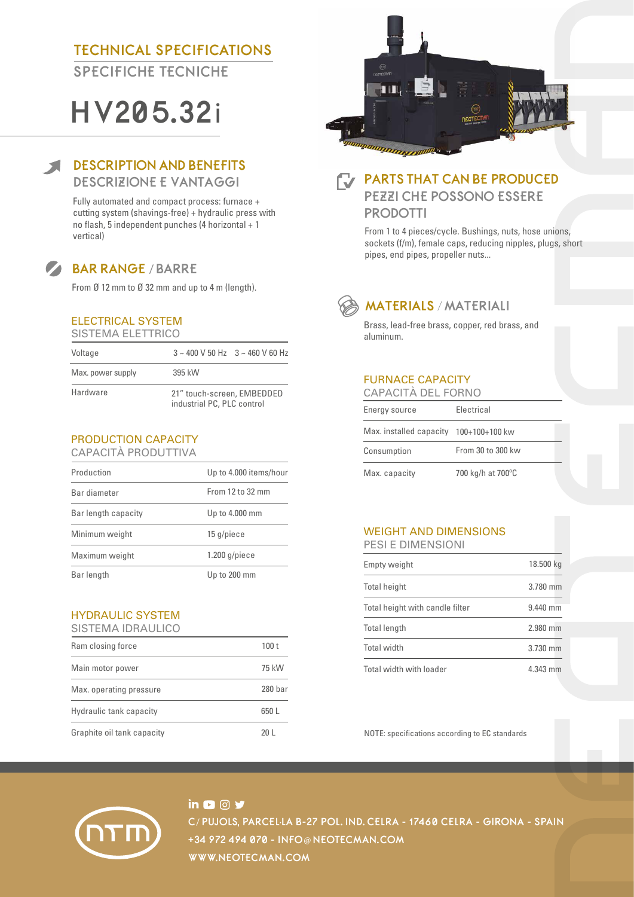# TECHNICAL SPECIFICATIONS

SPECIFICHE TECNICHE

# HV205.32i

## DESCRIPTION AND BENEFITS
DESCRIZIONE E VANTAGGI

Fully automated and compact process: furnace + cutting system (shavings-free) + hydraulic press with no flash, 5 independent punches (4 horizontal + 1 vertical)

## BAR RANGE / BARRE

From Ø 12 mm to Ø 32 mm and up to 4 m (length).

### ELECTRICAL SYSTEM
SISTEMA ELETTRICO

| | |
|---|---|
| Voltage | 3 ~ 400 V 50 Hz   3 ~ 460 V 60 Hz |
| Max. power supply | 395 kW |
| Hardware | 21" touch-screen, EMBEDDED industrial PC, PLC control |

### PRODUCTION CAPACITY
CAPACITÀ PRODUTTIVA

| | |
|---|---|
| Production | Up to 4.000 items/hour |
| Bar diameter | From 12 to 32 mm |
| Bar length capacity | Up to 4.000 mm |
| Minimum weight | 15 g/piece |
| Maximum weight | 1.200 g/piece |
| Bar length | Up to 200 mm |

### HYDRAULIC SYSTEM
SISTEMA IDRAULICO

| | |
|---|---|
| Ram closing force | 100 t |
| Main motor power | 75 kW |
| Max. operating pressure | 280 bar |
| Hydraulic tank capacity | 650 L |
| Graphite oil tank capacity | 20 L |

## PARTS THAT CAN BE PRODUCED
PEZZI CHE POSSONO ESSERE PRODOTTI

From 1 to 4 pieces/cycle. Bushings, nuts, hose unions, sockets (f/m), female caps, reducing nipples, plugs, short pipes, end pipes, propeller nuts...

## MATERIALS / MATERIALI

Brass, lead-free brass, copper, red brass, and aluminum.

### FURNACE CAPACITY
CAPACITÀ DEL FORNO

| | |
|---|---|
| Energy source | Electrical |
| Max. installed capacity | 100+100+100 kw |
| Consumption | From 30 to 300 kw |
| Max. capacity | 700 kg/h at 700°C |

### WEIGHT AND DIMENSIONS
PESI E DIMENSIONI

| | |
|---|---|
| Empty weight | 18.500 kg |
| Total height | 3.780 mm |
| Total height with candle filter | 9.440 mm |
| Total length | 2.980 mm |
| Total width | 3.730 mm |
| Total width with loader | 4.343 mm |

NOTE: specifications according to EC standards

C/ PUJOLS, PARCEL·LA B-27 POL. IND. CELRA - 17460 CELRA - GIRONA - SPAIN
+34 972 494 070 - INFO@NEOTECMAN.COM
WWW.NEOTECMAN.COM